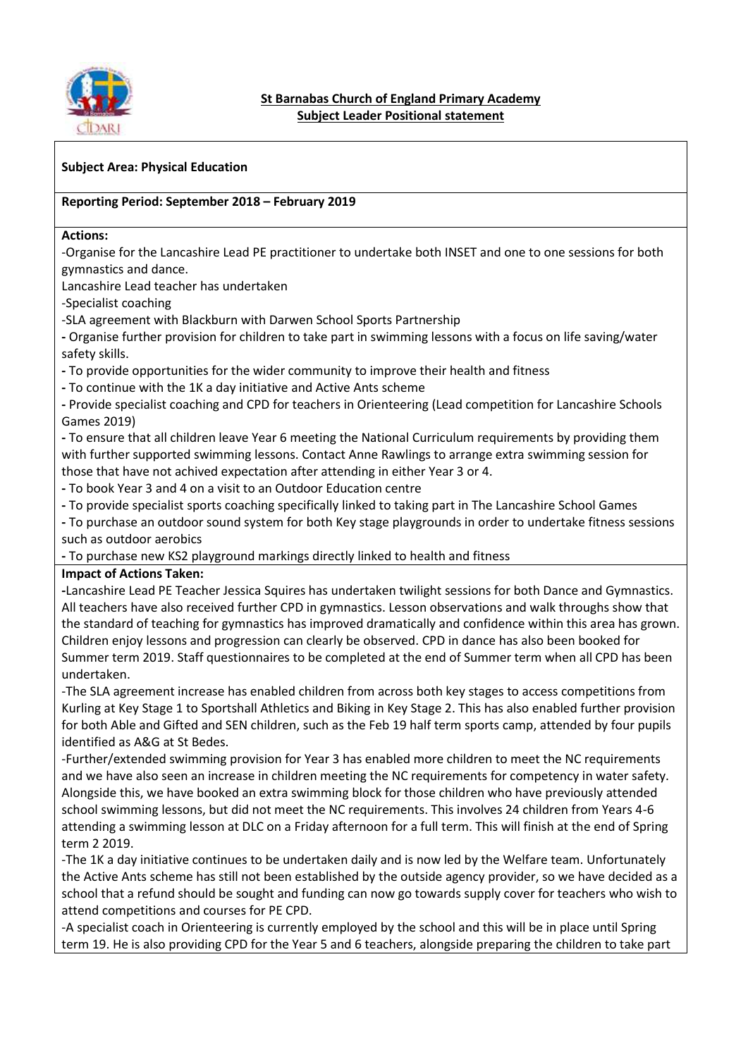**St Barnabas Church of England Primary Academy**
**Subject Leader Positional statement**

**Subject Area: Physical Education**

**Reporting Period: September 2018 – February 2019**

**Actions:**

-Organise for the Lancashire Lead PE practitioner to undertake both INSET and one to one sessions for both gymnastics and dance.

Lancashire Lead teacher has undertaken

-Specialist coaching

-SLA agreement with Blackburn with Darwen School Sports Partnership

- Organise further provision for children to take part in swimming lessons with a focus on life saving/water safety skills.
- To provide opportunities for the wider community to improve their health and fitness
- To continue with the 1K a day initiative and Active Ants scheme
- Provide specialist coaching and CPD for teachers in Orienteering (Lead competition for Lancashire Schools Games 2019)
- To ensure that all children leave Year 6 meeting the National Curriculum requirements by providing them with further supported swimming lessons. Contact Anne Rawlings to arrange extra swimming session for those that have not achived expectation after attending in either Year 3 or 4.
- To book Year 3 and 4 on a visit to an Outdoor Education centre
- To provide specialist sports coaching specifically linked to taking part in The Lancashire School Games
- To purchase an outdoor sound system for both Key stage playgrounds in order to undertake fitness sessions such as outdoor aerobics
- To purchase new KS2 playground markings directly linked to health and fitness

**Impact of Actions Taken:**

-Lancashire Lead PE Teacher Jessica Squires has undertaken twilight sessions for both Dance and Gymnastics. All teachers have also received further CPD in gymnastics. Lesson observations and walk throughs show that the standard of teaching for gymnastics has improved dramatically and confidence within this area has grown. Children enjoy lessons and progression can clearly be observed. CPD in dance has also been booked for Summer term 2019. Staff questionnaires to be completed at the end of Summer term when all CPD has been undertaken.

-The SLA agreement increase has enabled children from across both key stages to access competitions from Kurling at Key Stage 1 to Sportshall Athletics and Biking in Key Stage 2. This has also enabled further provision for both Able and Gifted and SEN children, such as the Feb 19 half term sports camp, attended by four pupils identified as A&G at St Bedes.

-Further/extended swimming provision for Year 3 has enabled more children to meet the NC requirements and we have also seen an increase in children meeting the NC requirements for competency in water safety. Alongside this, we have booked an extra swimming block for those children who have previously attended school swimming lessons, but did not meet the NC requirements. This involves 24 children from Years 4-6 attending a swimming lesson at DLC on a Friday afternoon for a full term. This will finish at the end of Spring term 2 2019.

-The 1K a day initiative continues to be undertaken daily and is now led by the Welfare team. Unfortunately the Active Ants scheme has still not been established by the outside agency provider, so we have decided as a school that a refund should be sought and funding can now go towards supply cover for teachers who wish to attend competitions and courses for PE CPD.

-A specialist coach in Orienteering is currently employed by the school and this will be in place until Spring term 19. He is also providing CPD for the Year 5 and 6 teachers, alongside preparing the children to take part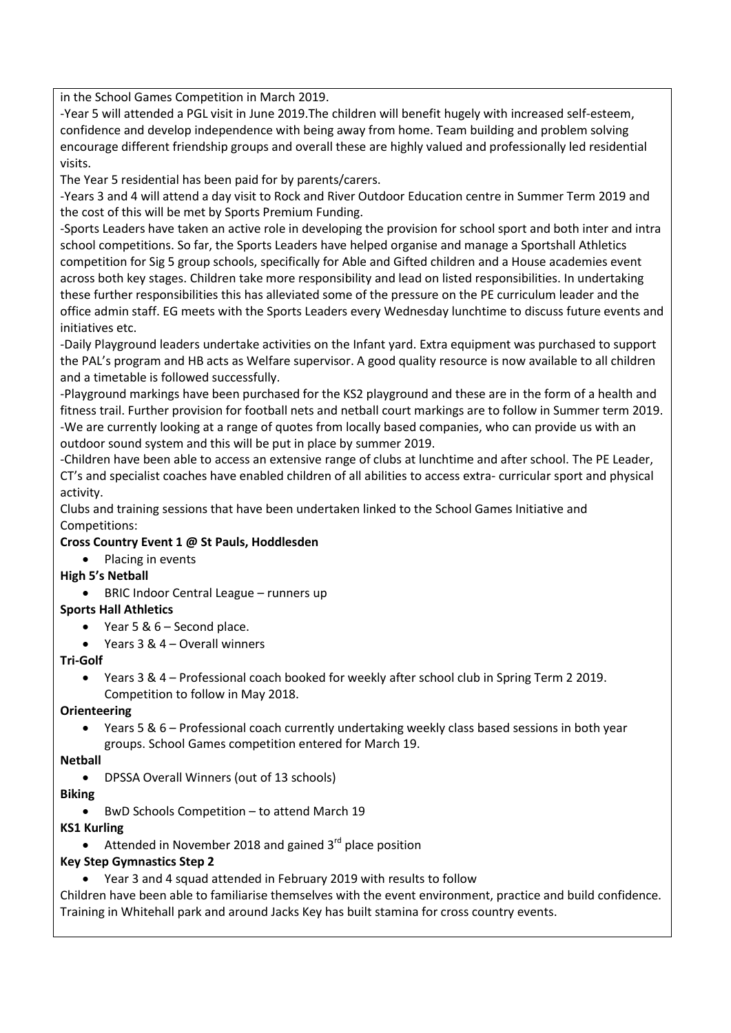in the School Games Competition in March 2019.

-Year 5 will attended a PGL visit in June 2019.The children will benefit hugely with increased self-esteem, confidence and develop independence with being away from home. Team building and problem solving encourage different friendship groups and overall these are highly valued and professionally led residential visits.

The Year 5 residential has been paid for by parents/carers.

-Years 3 and 4 will attend a day visit to Rock and River Outdoor Education centre in Summer Term 2019 and the cost of this will be met by Sports Premium Funding.

-Sports Leaders have taken an active role in developing the provision for school sport and both inter and intra school competitions. So far, the Sports Leaders have helped organise and manage a Sportshall Athletics competition for Sig 5 group schools, specifically for Able and Gifted children and a House academies event across both key stages. Children take more responsibility and lead on listed responsibilities. In undertaking these further responsibilities this has alleviated some of the pressure on the PE curriculum leader and the office admin staff. EG meets with the Sports Leaders every Wednesday lunchtime to discuss future events and initiatives etc.

-Daily Playground leaders undertake activities on the Infant yard. Extra equipment was purchased to support the PAL's program and HB acts as Welfare supervisor. A good quality resource is now available to all children and a timetable is followed successfully.

-Playground markings have been purchased for the KS2 playground and these are in the form of a health and fitness trail. Further provision for football nets and netball court markings are to follow in Summer term 2019.

-We are currently looking at a range of quotes from locally based companies, who can provide us with an outdoor sound system and this will be put in place by summer 2019.

-Children have been able to access an extensive range of clubs at lunchtime and after school. The PE Leader, CT's and specialist coaches have enabled children of all abilities to access extra- curricular sport and physical activity.

Clubs and training sessions that have been undertaken linked to the School Games Initiative and Competitions:

**Cross Country Event 1 @ St Pauls, Hoddlesden**

- Placing in events

**High 5's Netball**

- BRIC Indoor Central League – runners up

**Sports Hall Athletics**

- Year 5 & 6 – Second place.
- Years 3 & 4 – Overall winners

**Tri-Golf**

- Years 3 & 4 – Professional coach booked for weekly after school club in Spring Term 2 2019. Competition to follow in May 2018.

**Orienteering**

- Years 5 & 6 – Professional coach currently undertaking weekly class based sessions in both year groups. School Games competition entered for March 19.

**Netball**

- DPSSA Overall Winners (out of 13 schools)

**Biking**

- BwD Schools Competition – to attend March 19

**KS1 Kurling**

- Attended in November 2018 and gained 3rd place position

**Key Step Gymnastics Step 2**

- Year 3 and 4 squad attended in February 2019 with results to follow

Children have been able to familiarise themselves with the event environment, practice and build confidence. Training in Whitehall park and around Jacks Key has built stamina for cross country events.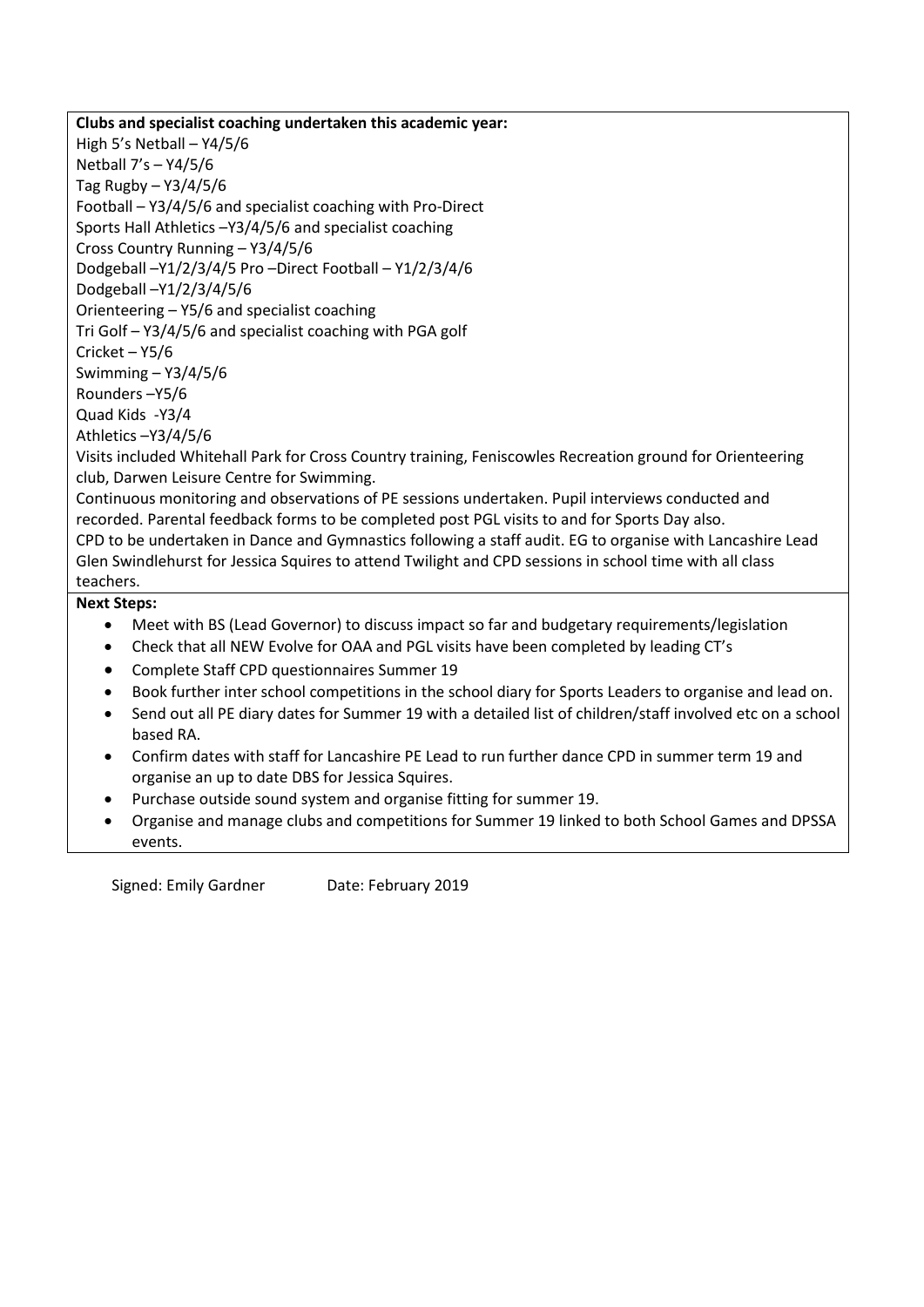**Clubs and specialist coaching undertaken this academic year:**

High 5's Netball – Y4/5/6
Netball 7's – Y4/5/6
Tag Rugby – Y3/4/5/6
Football – Y3/4/5/6 and specialist coaching with Pro-Direct
Sports Hall Athletics –Y3/4/5/6 and specialist coaching
Cross Country Running – Y3/4/5/6
Dodgeball –Y1/2/3/4/5 Pro –Direct Football – Y1/2/3/4/6
Dodgeball –Y1/2/3/4/5/6
Orienteering – Y5/6 and specialist coaching
Tri Golf – Y3/4/5/6 and specialist coaching with PGA golf
Cricket – Y5/6
Swimming – Y3/4/5/6
Rounders –Y5/6
Quad Kids -Y3/4
Athletics –Y3/4/5/6

Visits included Whitehall Park for Cross Country training, Feniscowles Recreation ground for Orienteering club, Darwen Leisure Centre for Swimming.

Continuous monitoring and observations of PE sessions undertaken. Pupil interviews conducted and recorded. Parental feedback forms to be completed post PGL visits to and for Sports Day also.

CPD to be undertaken in Dance and Gymnastics following a staff audit. EG to organise with Lancashire Lead Glen Swindlehurst for Jessica Squires to attend Twilight and CPD sessions in school time with all class teachers.

**Next Steps:**

- Meet with BS (Lead Governor) to discuss impact so far and budgetary requirements/legislation
- Check that all NEW Evolve for OAA and PGL visits have been completed by leading CT's
- Complete Staff CPD questionnaires Summer 19
- Book further inter school competitions in the school diary for Sports Leaders to organise and lead on.
- Send out all PE diary dates for Summer 19 with a detailed list of children/staff involved etc on a school based RA.
- Confirm dates with staff for Lancashire PE Lead to run further dance CPD in summer term 19 and organise an up to date DBS for Jessica Squires.
- Purchase outside sound system and organise fitting for summer 19.
- Organise and manage clubs and competitions for Summer 19 linked to both School Games and DPSSA events.

Signed: Emily Gardner Date: February 2019